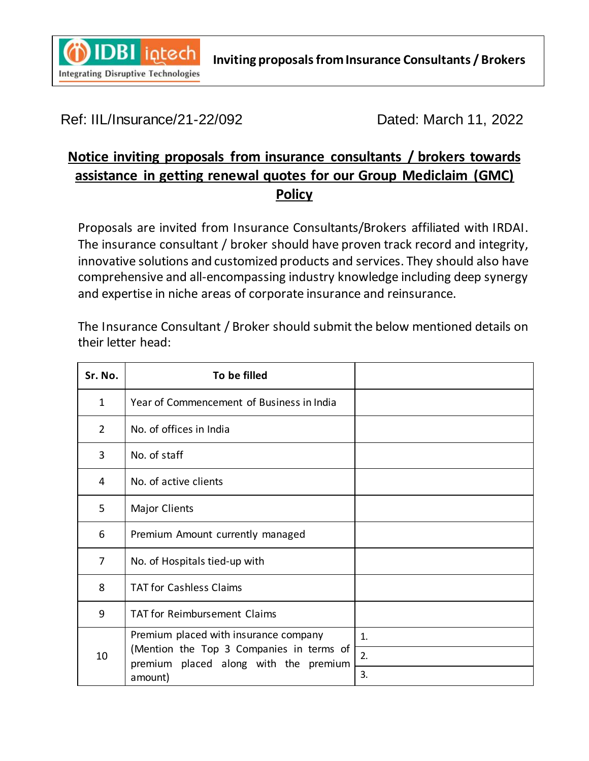IDBI intech

Integrating Disruptive Technologies

**Inviting proposals from Insurance Consultants / Brokers**

Ref: IIL/Insurance/21-22/092 Dated: March 11, 2022

## Notice inviting proposals from insurance consultants / brokers towards assistance in getting renewal quotes for our Group Mediclaim (GMC) Policy

Proposals are invited from Insurance Consultants/Brokers affiliated with IRDAI. The insurance consultant / broker should have proven track record and integrity, innovative solutions and customized products and services. They should also have comprehensive and all-encompassing industry knowledge including deep synergy and expertise in niche areas of corporate insurance and reinsurance.

The Insurance Consultant / Broker should submit the below mentioned details on their letter head:

| Sr. No. | To be filled | |
|---|---|---|
| 1 | Year of Commencement of Business in India | |
| 2 | No. of offices in India | |
| 3 | No. of staff | |
| 4 | No. of active clients | |
| 5 | Major Clients | |
| 6 | Premium Amount currently managed | |
| 7 | No. of Hospitals tied-up with | |
| 8 | TAT for Cashless Claims | |
| 9 | TAT for Reimbursement Claims | |
| 10 | Premium placed with insurance company (Mention the Top 3 Companies in terms of premium placed along with the premium amount) | 1. |
| | | 2. |
| | | 3. |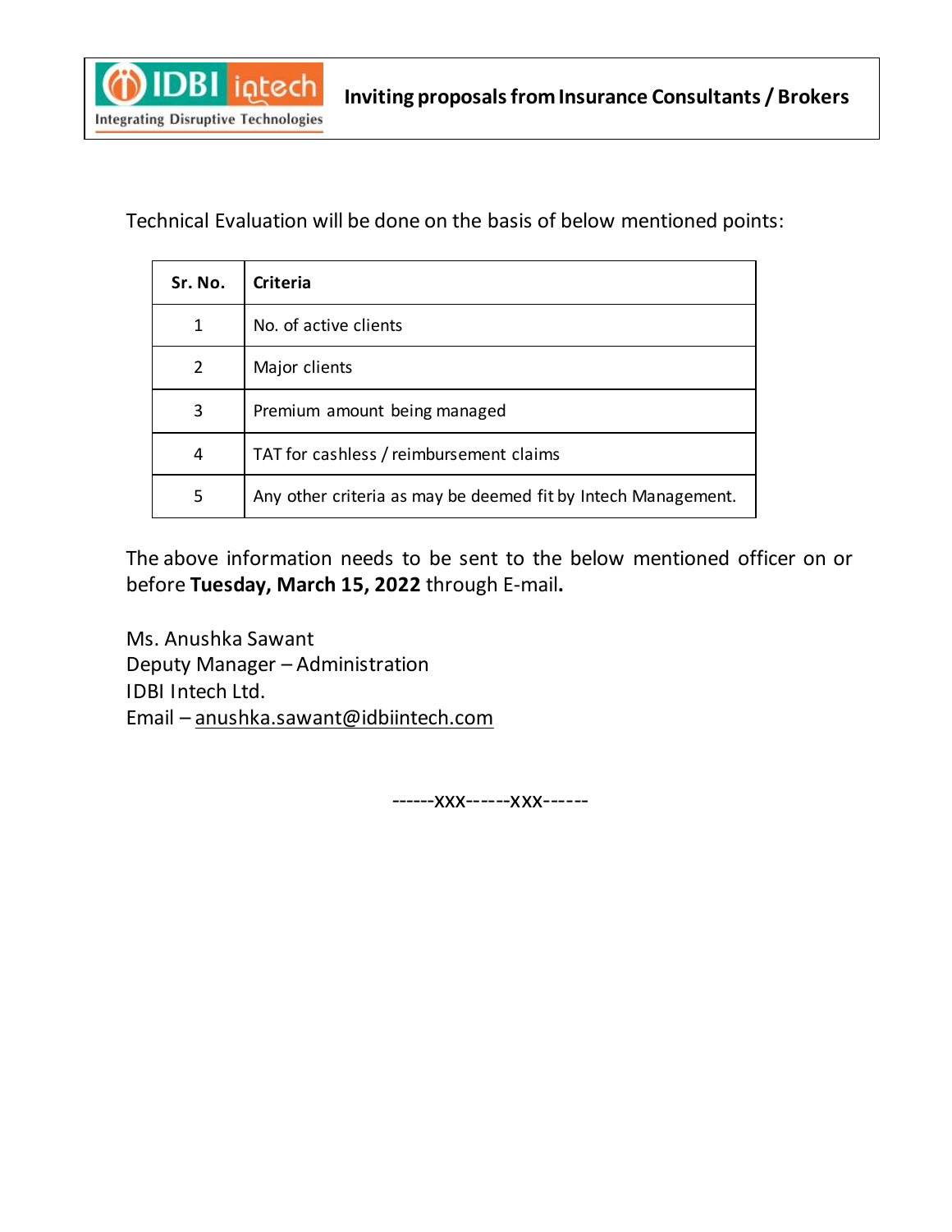Technical Evaluation will be done on the basis of below mentioned points:

| Sr. No. | Criteria |
|---|---|
| 1 | No. of active clients |
| 2 | Major clients |
| 3 | Premium amount being managed |
| 4 | TAT for cashless / reimbursement claims |
| 5 | Any other criteria as may be deemed fit by Intech Management. |

The above information needs to be sent to the below mentioned officer on or before **Tuesday, March 15, 2022** through E-mail**.**

Ms. Anushka Sawant
Deputy Manager – Administration
IDBI Intech Ltd.
Email – anushka.sawant@idbiintech.com

------xxx------xxx------